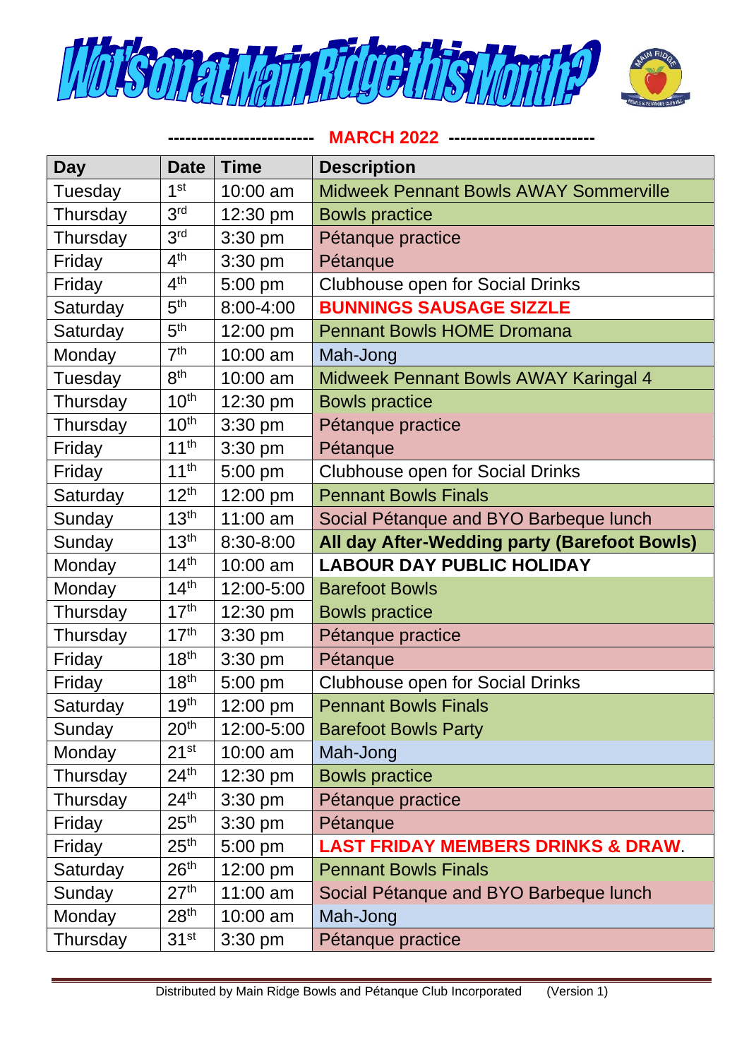# Wot's on at Main Ridge this Month?

**------------------------ MARCH 2022 ------------------------**

| Day | Date | Time | Description |
|---|---|---|---|
| Tuesday | 1st | 10:00 am | Midweek Pennant Bowls AWAY Sommerville |
| Thursday | 3rd | 12:30 pm | Bowls practice |
| Thursday | 3rd | 3:30 pm | Pétanque practice |
| Friday | 4th | 3:30 pm | Pétanque |
| Friday | 4th | 5:00 pm | Clubhouse open for Social Drinks |
| Saturday | 5th | 8:00-4:00 | **BUNNINGS SAUSAGE SIZZLE** |
| Saturday | 5th | 12:00 pm | Pennant Bowls HOME Dromana |
| Monday | 7th | 10:00 am | Mah-Jong |
| Tuesday | 8th | 10:00 am | Midweek Pennant Bowls AWAY Karingal 4 |
| Thursday | 10th | 12:30 pm | Bowls practice |
| Thursday | 10th | 3:30 pm | Pétanque practice |
| Friday | 11th | 3:30 pm | Pétanque |
| Friday | 11th | 5:00 pm | Clubhouse open for Social Drinks |
| Saturday | 12th | 12:00 pm | Pennant Bowls Finals |
| Sunday | 13th | 11:00 am | Social Pétanque and BYO Barbeque lunch |
| Sunday | 13th | 8:30-8:00 | **All day After-Wedding party (Barefoot Bowls)** |
| Monday | 14th | 10:00 am | **LABOUR DAY PUBLIC HOLIDAY** |
| Monday | 14th | 12:00-5:00 | Barefoot Bowls |
| Thursday | 17th | 12:30 pm | Bowls practice |
| Thursday | 17th | 3:30 pm | Pétanque practice |
| Friday | 18th | 3:30 pm | Pétanque |
| Friday | 18th | 5:00 pm | Clubhouse open for Social Drinks |
| Saturday | 19th | 12:00 pm | Pennant Bowls Finals |
| Sunday | 20th | 12:00-5:00 | Barefoot Bowls Party |
| Monday | 21st | 10:00 am | Mah-Jong |
| Thursday | 24th | 12:30 pm | Bowls practice |
| Thursday | 24th | 3:30 pm | Pétanque practice |
| Friday | 25th | 3:30 pm | Pétanque |
| Friday | 25th | 5:00 pm | **LAST FRIDAY MEMBERS DRINKS & DRAW**. |
| Saturday | 26th | 12:00 pm | Pennant Bowls Finals |
| Sunday | 27th | 11:00 am | Social Pétanque and BYO Barbeque lunch |
| Monday | 28th | 10:00am | Mah-Jong |
| Thursday | 31st | 3:30 pm | Pétanque practice |

Distributed by Main Ridge Bowls and Pétanque Club Incorporated (Version 1)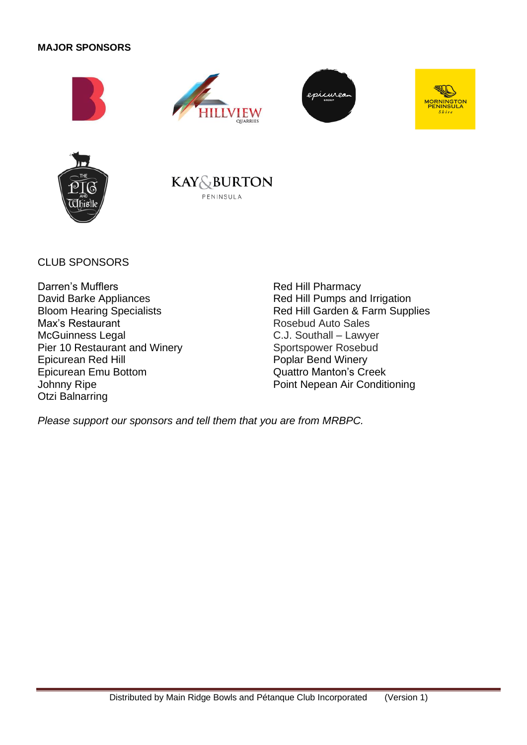**MAJOR SPONSORS**

CLUB SPONSORS

Darren's Mufflers
David Barke Appliances
Bloom Hearing Specialists
Max's Restaurant
McGuinness Legal
Pier 10 Restaurant and Winery
Epicurean Red Hill
Epicurean Emu Bottom
Johnny Ripe
Otzi Balnarring
Red Hill Pharmacy
Red Hill Pumps and Irrigation
Red Hill Garden & Farm Supplies
Rosebud Auto Sales
C.J. Southall – Lawyer
Sportspower Rosebud
Poplar Bend Winery
Quattro Manton's Creek
Point Nepean Air Conditioning

*Please support our sponsors and tell them that you are from MRBPC.*